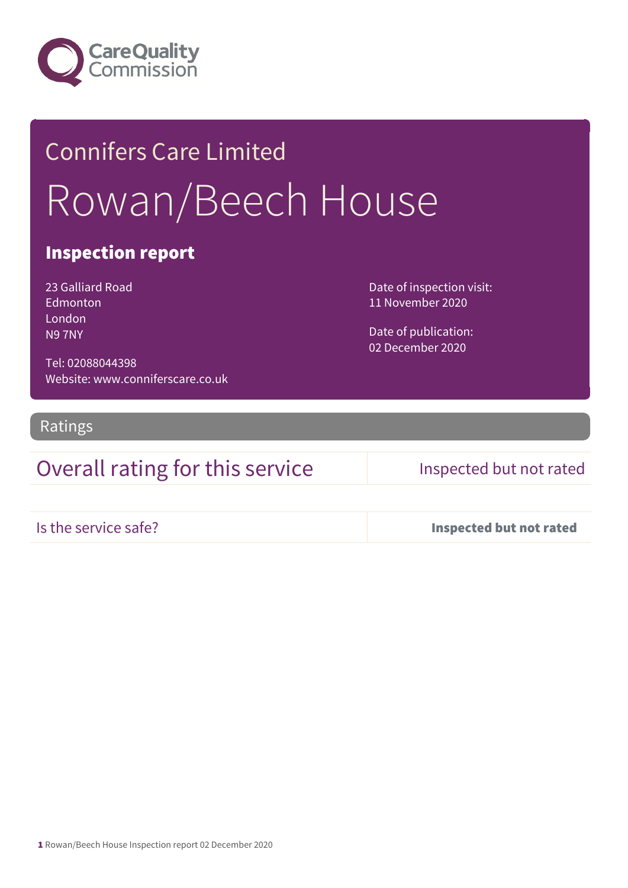Care Quality Commission

# Connifers Care Limited

# Rowan/Beech House

## Inspection report

23 Galliard Road
Edmonton
London
N9 7NY

Tel: 02088044398
Website: www.conniferscare.co.uk

Date of inspection visit:
11 November 2020

Date of publication:
02 December 2020

## Ratings

| Overall rating for this service | Inspected but not rated |
| --- | --- |
| Is the service safe? | **Inspected but not rated** |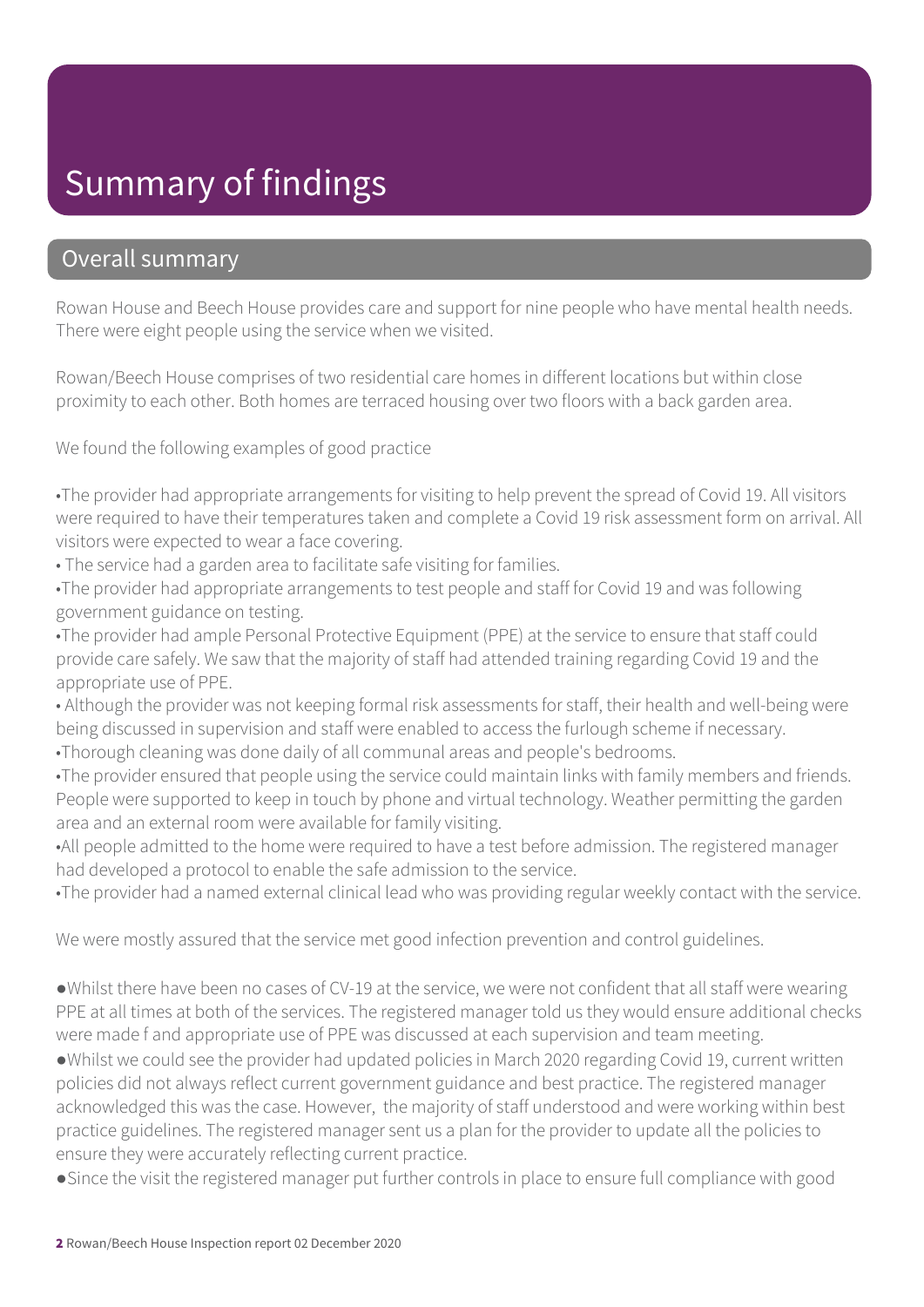# Summary of findings

## Overall summary

Rowan House and Beech House provides care and support for nine people who have mental health needs. There were eight people using the service when we visited.

Rowan/Beech House comprises of two residential care homes in different locations but within close proximity to each other. Both homes are terraced housing over two floors with a back garden area.

We found the following examples of good practice

- The provider had appropriate arrangements for visiting to help prevent the spread of Covid 19. All visitors were required to have their temperatures taken and complete a Covid 19 risk assessment form on arrival. All visitors were expected to wear a face covering.
- The service had a garden area to facilitate safe visiting for families.
- The provider had appropriate arrangements to test people and staff for Covid 19 and was following government guidance on testing.
- The provider had ample Personal Protective Equipment (PPE) at the service to ensure that staff could provide care safely. We saw that the majority of staff had attended training regarding Covid 19 and the appropriate use of PPE.
- Although the provider was not keeping formal risk assessments for staff, their health and well-being were being discussed in supervision and staff were enabled to access the furlough scheme if necessary.
- Thorough cleaning was done daily of all communal areas and people's bedrooms.
- The provider ensured that people using the service could maintain links with family members and friends. People were supported to keep in touch by phone and virtual technology. Weather permitting the garden area and an external room were available for family visiting.
- All people admitted to the home were required to have a test before admission. The registered manager had developed a protocol to enable the safe admission to the service.
- The provider had a named external clinical lead who was providing regular weekly contact with the service.

We were mostly assured that the service met good infection prevention and control guidelines.

- Whilst there have been no cases of CV-19 at the service, we were not confident that all staff were wearing PPE at all times at both of the services. The registered manager told us they would ensure additional checks were made f and appropriate use of PPE was discussed at each supervision and team meeting.
- Whilst we could see the provider had updated policies in March 2020 regarding Covid 19, current written policies did not always reflect current government guidance and best practice. The registered manager acknowledged this was the case. However, the majority of staff understood and were working within best practice guidelines. The registered manager sent us a plan for the provider to update all the policies to ensure they were accurately reflecting current practice.
- Since the visit the registered manager put further controls in place to ensure full compliance with good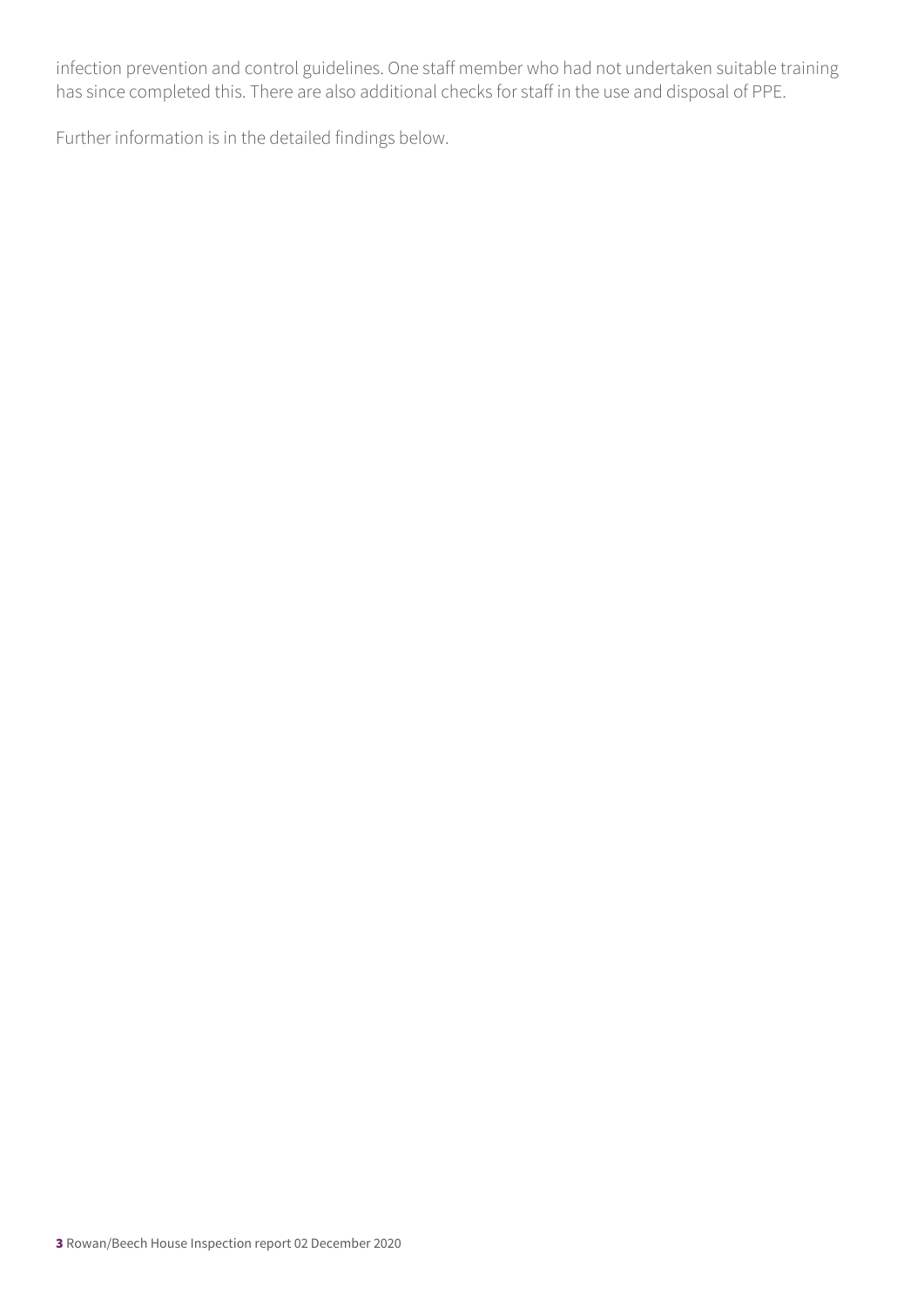infection prevention and control guidelines. One staff member who had not undertaken suitable training has since completed this. There are also additional checks for staff in the use and disposal of PPE.

Further information is in the detailed findings below.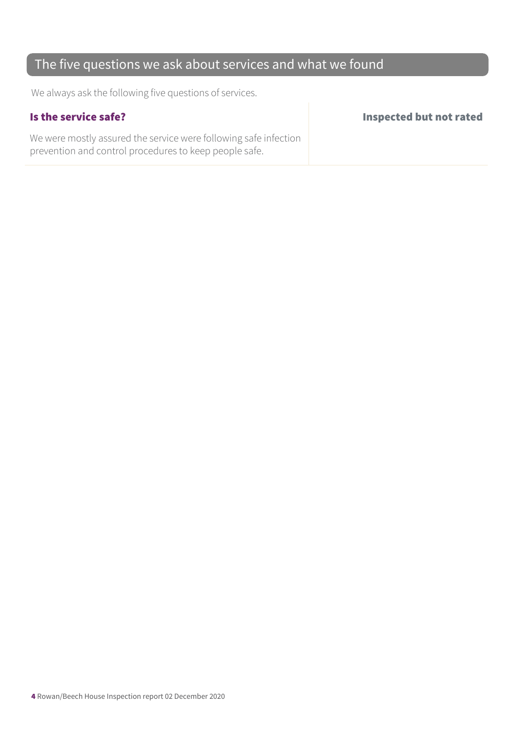## The five questions we ask about services and what we found

We always ask the following five questions of services.

### Is the service safe?

**Inspected but not rated**

We were mostly assured the service were following safe infection prevention and control procedures to keep people safe.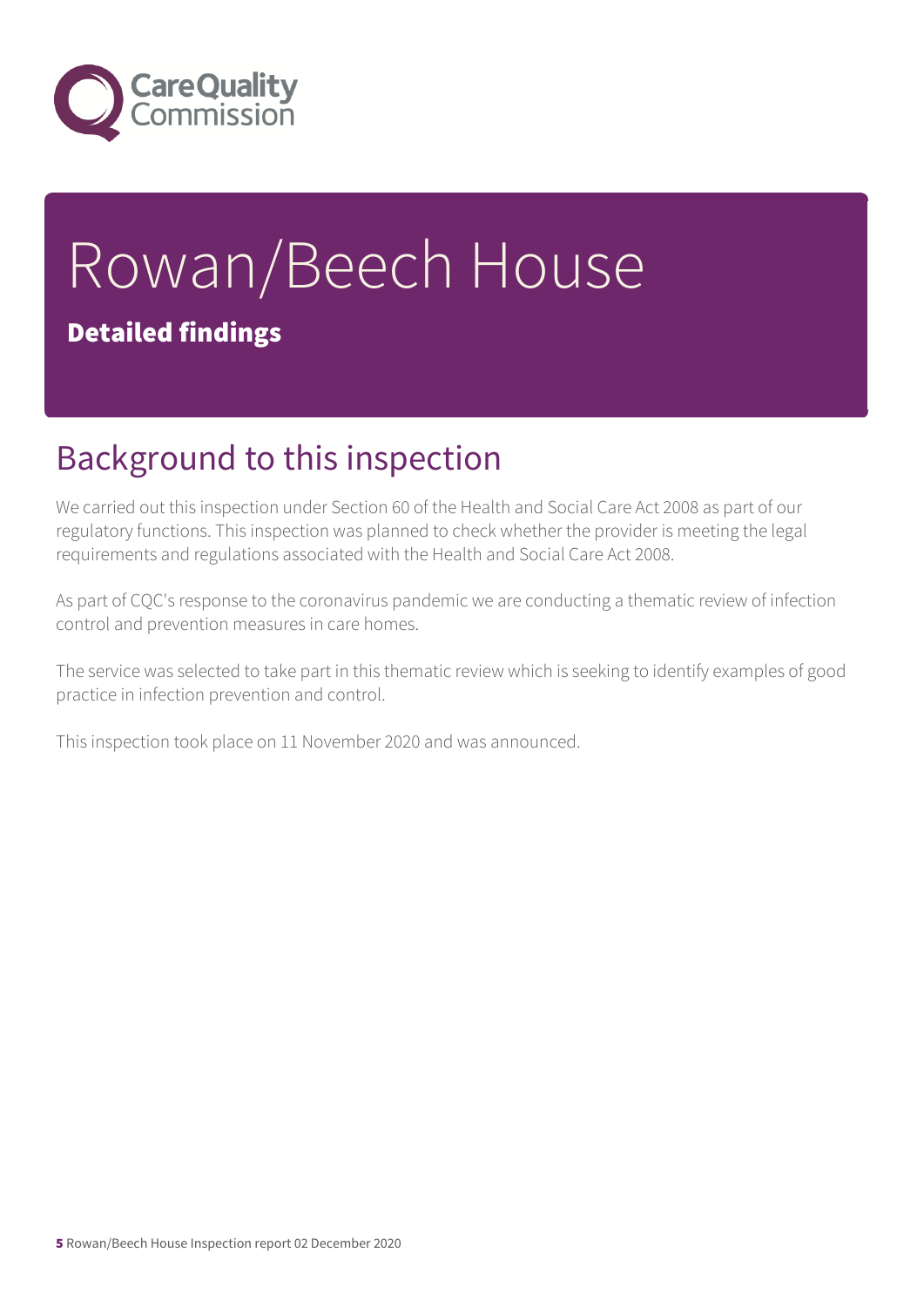# Rowan/Beech House

**Detailed findings**

## Background to this inspection

We carried out this inspection under Section 60 of the Health and Social Care Act 2008 as part of our regulatory functions. This inspection was planned to check whether the provider is meeting the legal requirements and regulations associated with the Health and Social Care Act 2008.

As part of CQC's response to the coronavirus pandemic we are conducting a thematic review of infection control and prevention measures in care homes.

The service was selected to take part in this thematic review which is seeking to identify examples of good practice in infection prevention and control.

This inspection took place on 11 November 2020 and was announced.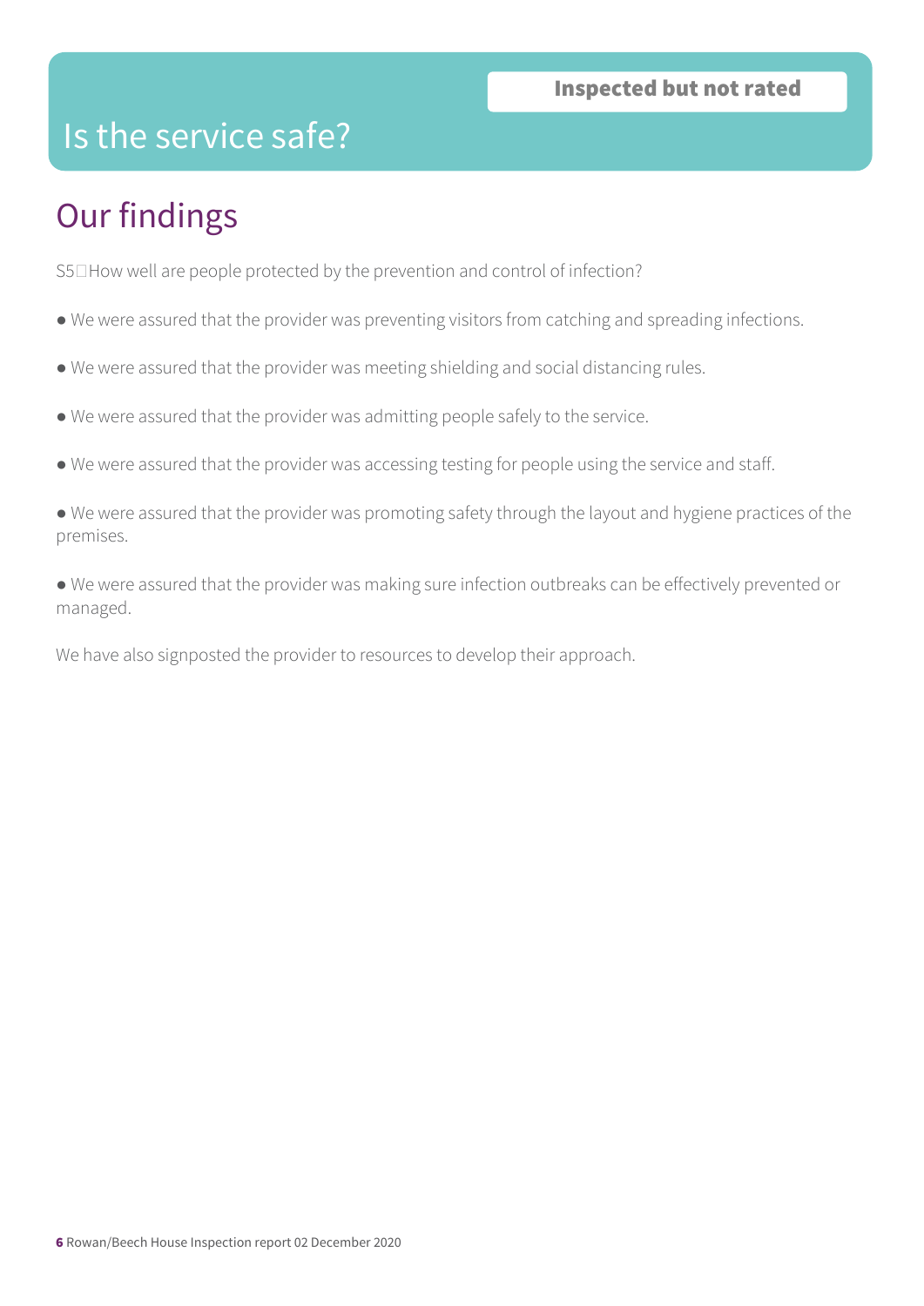# Is the service safe?

**Inspected but not rated**

## Our findings

S5How well are people protected by the prevention and control of infection?

- We were assured that the provider was preventing visitors from catching and spreading infections.
- We were assured that the provider was meeting shielding and social distancing rules.
- We were assured that the provider was admitting people safely to the service.
- We were assured that the provider was accessing testing for people using the service and staff.
- We were assured that the provider was promoting safety through the layout and hygiene practices of the premises.
- We were assured that the provider was making sure infection outbreaks can be effectively prevented or managed.

We have also signposted the provider to resources to develop their approach.